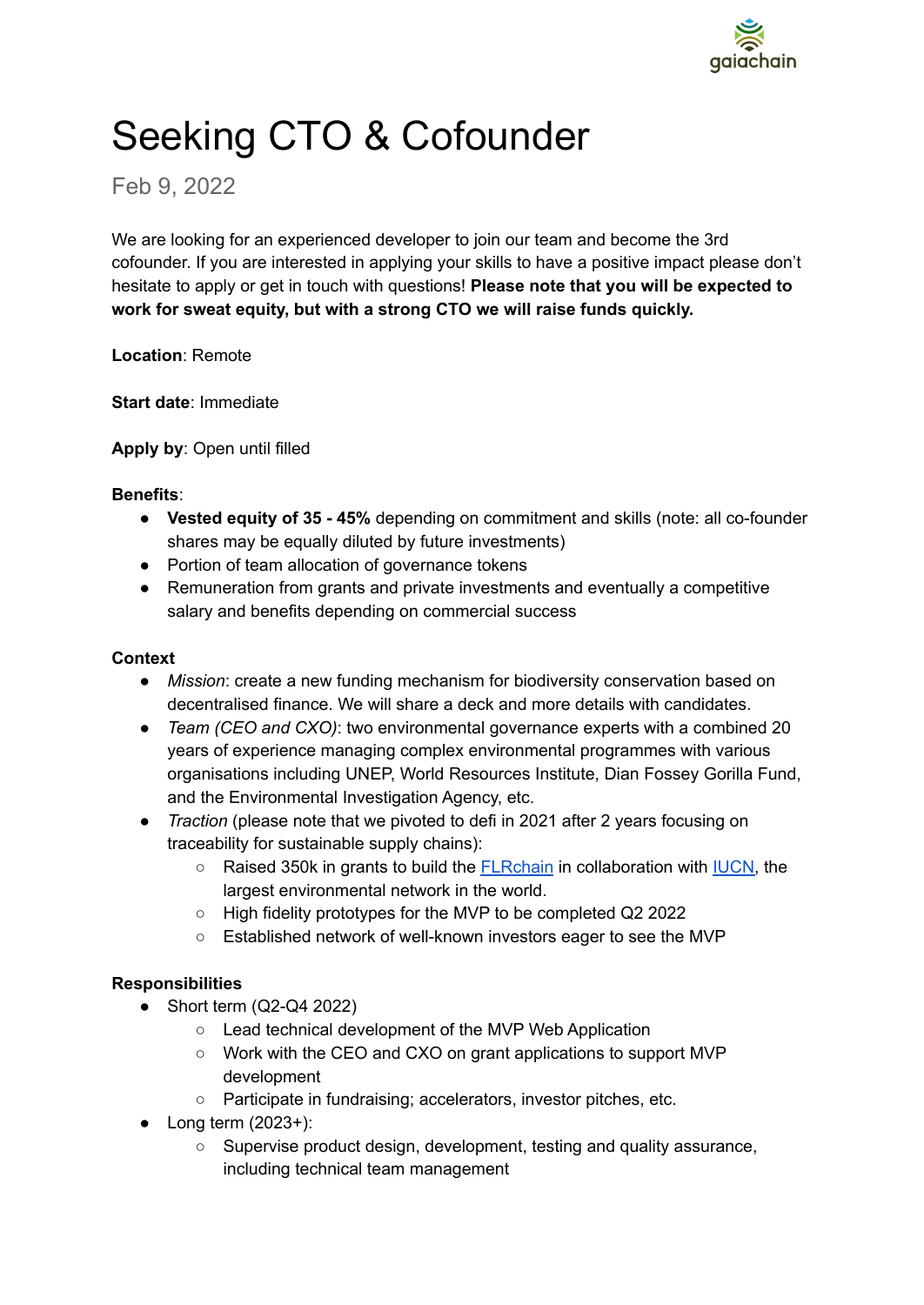gaiachain

# Seeking CTO & Cofounder

Feb 9, 2022

We are looking for an experienced developer to join our team and become the 3rd cofounder. If you are interested in applying your skills to have a positive impact please don't hesitate to apply or get in touch with questions! **Please note that you will be expected to work for sweat equity, but with a strong CTO we will raise funds quickly.**

**Location**: Remote

**Start date**: Immediate

**Apply by**: Open until filled

**Benefits**:

- **Vested equity of 35 - 45%** depending on commitment and skills (note: all co-founder shares may be equally diluted by future investments)
- Portion of team allocation of governance tokens
- Remuneration from grants and private investments and eventually a competitive salary and benefits depending on commercial success

**Context**

- *Mission*: create a new funding mechanism for biodiversity conservation based on decentralised finance. We will share a deck and more details with candidates.
- *Team (CEO and CXO)*: two environmental governance experts with a combined 20 years of experience managing complex environmental programmes with various organisations including UNEP, World Resources Institute, Dian Fossey Gorilla Fund, and the Environmental Investigation Agency, etc.
- *Traction* (please note that we pivoted to defi in 2021 after 2 years focusing on traceability for sustainable supply chains):
  - Raised 350k in grants to build the [FLRchain](FLRchain) in collaboration with [IUCN](IUCN), the largest environmental network in the world.
  - High fidelity prototypes for the MVP to be completed Q2 2022
  - Established network of well-known investors eager to see the MVP

**Responsibilities**

- Short term (Q2-Q4 2022)
  - Lead technical development of the MVP Web Application
  - Work with the CEO and CXO on grant applications to support MVP development
  - Participate in fundraising; accelerators, investor pitches, etc.
- Long term (2023+):
  - Supervise product design, development, testing and quality assurance, including technical team management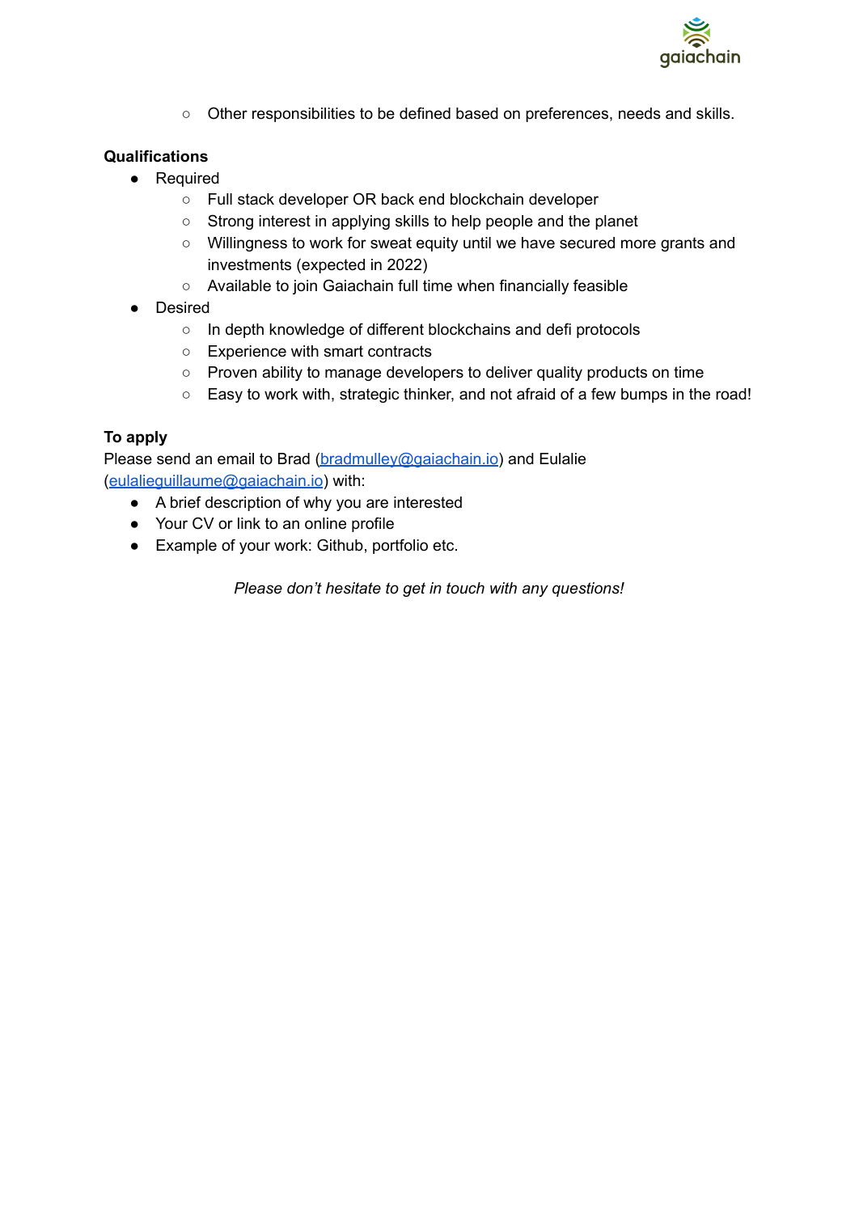- Other responsibilities to be defined based on preferences, needs and skills.

**Qualifications**

- Required
  - Full stack developer OR back end blockchain developer
  - Strong interest in applying skills to help people and the planet
  - Willingness to work for sweat equity until we have secured more grants and investments (expected in 2022)
  - Available to join Gaiachain full time when financially feasible
- Desired
  - In depth knowledge of different blockchains and defi protocols
  - Experience with smart contracts
  - Proven ability to manage developers to deliver quality products on time
  - Easy to work with, strategic thinker, and not afraid of a few bumps in the road!

**To apply**

Please send an email to Brad (bradmulley@gaiachain.io) and Eulalie (eulalieguillaume@gaiachain.io) with:

- A brief description of why you are interested
- Your CV or link to an online profile
- Example of your work: Github, portfolio etc.

*Please don't hesitate to get in touch with any questions!*